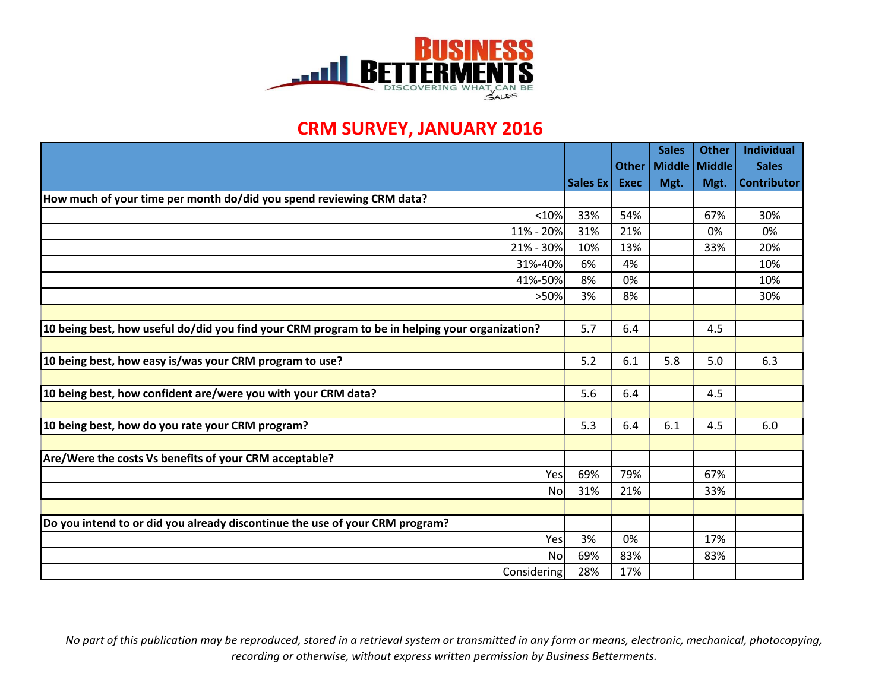# BUSINESS BETTERMENTS

DISCOVERING WHAT CAN BE SALES

## CRM SURVEY, JANUARY 2016

| | Sales Ex | Other Exec | Sales Middle Mgt. | Other Middle Mgt. | Individual Sales Contributor |
|---|---|---|---|---|---|
| **How much of your time per month do/did you spend reviewing CRM data?** | | | | | |
| <10% | 33% | 54% | | 67% | 30% |
| 11% - 20% | 31% | 21% | | 0% | 0% |
| 21% - 30% | 10% | 13% | | 33% | 20% |
| 31%-40% | 6% | 4% | | | 10% |
| 41%-50% | 8% | 0% | | | 10% |
| >50% | 3% | 8% | | | 30% |
| | | | | | |
| **10 being best, how useful do/did you find your CRM program to be in helping your organization?** | 5.7 | 6.4 | | 4.5 | |
| | | | | | |
| **10 being best, how easy is/was your CRM program to use?** | 5.2 | 6.1 | 5.8 | 5.0 | 6.3 |
| | | | | | |
| **10 being best, how confident are/were you with your CRM data?** | 5.6 | 6.4 | | 4.5 | |
| | | | | | |
| **10 being best, how do you rate your CRM program?** | 5.3 | 6.4 | 6.1 | 4.5 | 6.0 |
| | | | | | |
| **Are/Were the costs Vs benefits of your CRM acceptable?** | | | | | |
| Yes | 69% | 79% | | 67% | |
| No | 31% | 21% | | 33% | |
| | | | | | |
| **Do you intend to or did you already discontinue the use of your CRM program?** | | | | | |
| Yes | 3% | 0% | | 17% | |
| No | 69% | 83% | | 83% | |
| Considering | 28% | 17% | | | |

*No part of this publication may be reproduced, stored in a retrieval system or transmitted in any form or means, electronic, mechanical, photocopying, recording or otherwise, without express written permission by Business Betterments.*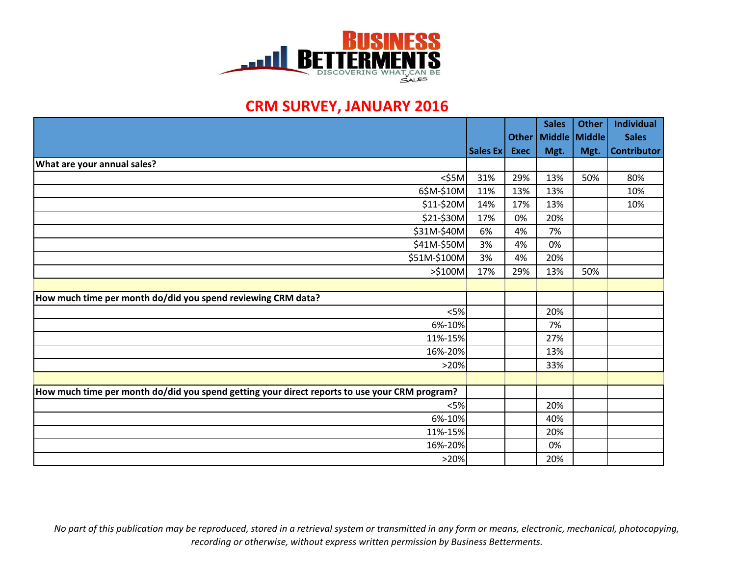# CRM SURVEY, JANUARY 2016

| | Sales Ex | Other Exec | Sales Middle Mgt. | Other Middle Mgt. | Individual Sales Contributor |
|---|---|---|---|---|---|
| **What are your annual sales?** | | | | | |
| <$5M | 31% | 29% | 13% | 50% | 80% |
| 6$M-$10M | 11% | 13% | 13% | | 10% |
| $11-$20M | 14% | 17% | 13% | | 10% |
| $21-$30M | 17% | 0% | 20% | | |
| $31M-$40M | 6% | 4% | 7% | | |
| $41M-$50M | 3% | 4% | 0% | | |
| $51M-$100M | 3% | 4% | 20% | | |
| >$100M | 17% | 29% | 13% | 50% | |
| | | | | | |
| **How much time per month do/did you spend reviewing CRM data?** | | | | | |
| <5% | | | 20% | | |
| 6%-10% | | | 7% | | |
| 11%-15% | | | 27% | | |
| 16%-20% | | | 13% | | |
| >20% | | | 33% | | |
| | | | | | |
| **How much time per month do/did you spend getting your direct reports to use your CRM program?** | | | | | |
| <5% | | | 20% | | |
| 6%-10% | | | 40% | | |
| 11%-15% | | | 20% | | |
| 16%-20% | | | 0% | | |
| >20% | | | 20% | | |

*No part of this publication may be reproduced, stored in a retrieval system or transmitted in any form or means, electronic, mechanical, photocopying, recording or otherwise, without express written permission by Business Betterments.*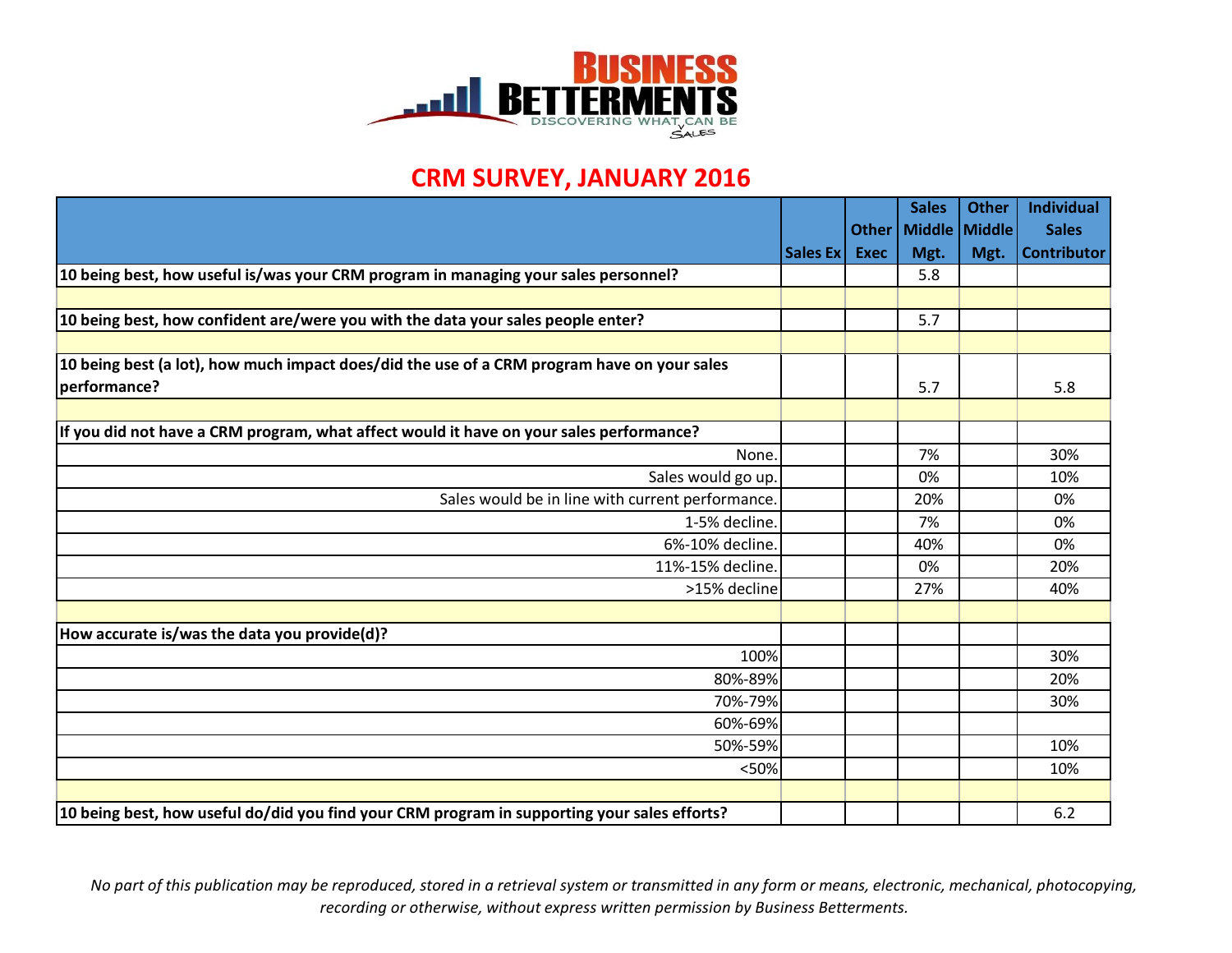BUSINESS BETTERMENTS
DISCOVERING WHAT CAN BE
SALES

# CRM SURVEY, JANUARY 2016

| | Sales Ex | Other Exec | Sales Middle Mgt. | Other Middle Mgt. | Individual Sales Contributor |
|---|---|---|---|---|---|
| **10 being best, how useful is/was your CRM program in managing your sales personnel?** | | | 5.8 | | |
| | | | | | |
| **10 being best, how confident are/were you with the data your sales people enter?** | | | 5.7 | | |
| | | | | | |
| **10 being best (a lot), how much impact does/did the use of a CRM program have on your sales performance?** | | | 5.7 | | 5.8 |
| | | | | | |
| **If you did not have a CRM program, what affect would it have on your sales performance?** | | | | | |
| None. | | | 7% | | 30% |
| Sales would go up. | | | 0% | | 10% |
| Sales would be in line with current performance. | | | 20% | | 0% |
| 1-5% decline. | | | 7% | | 0% |
| 6%-10% decline. | | | 40% | | 0% |
| 11%-15% decline. | | | 0% | | 20% |
| >15% decline | | | 27% | | 40% |
| | | | | | |
| **How accurate is/was the data you provide(d)?** | | | | | |
| 100% | | | | | 30% |
| 80%-89% | | | | | 20% |
| 70%-79% | | | | | 30% |
| 60%-69% | | | | | |
| 50%-59% | | | | | 10% |
| <50% | | | | | 10% |
| | | | | | |
| **10 being best, how useful do/did you find your CRM program in supporting your sales efforts?** | | | | | 6.2 |

*No part of this publication may be reproduced, stored in a retrieval system or transmitted in any form or means, electronic, mechanical, photocopying, recording or otherwise, without express written permission by Business Betterments.*